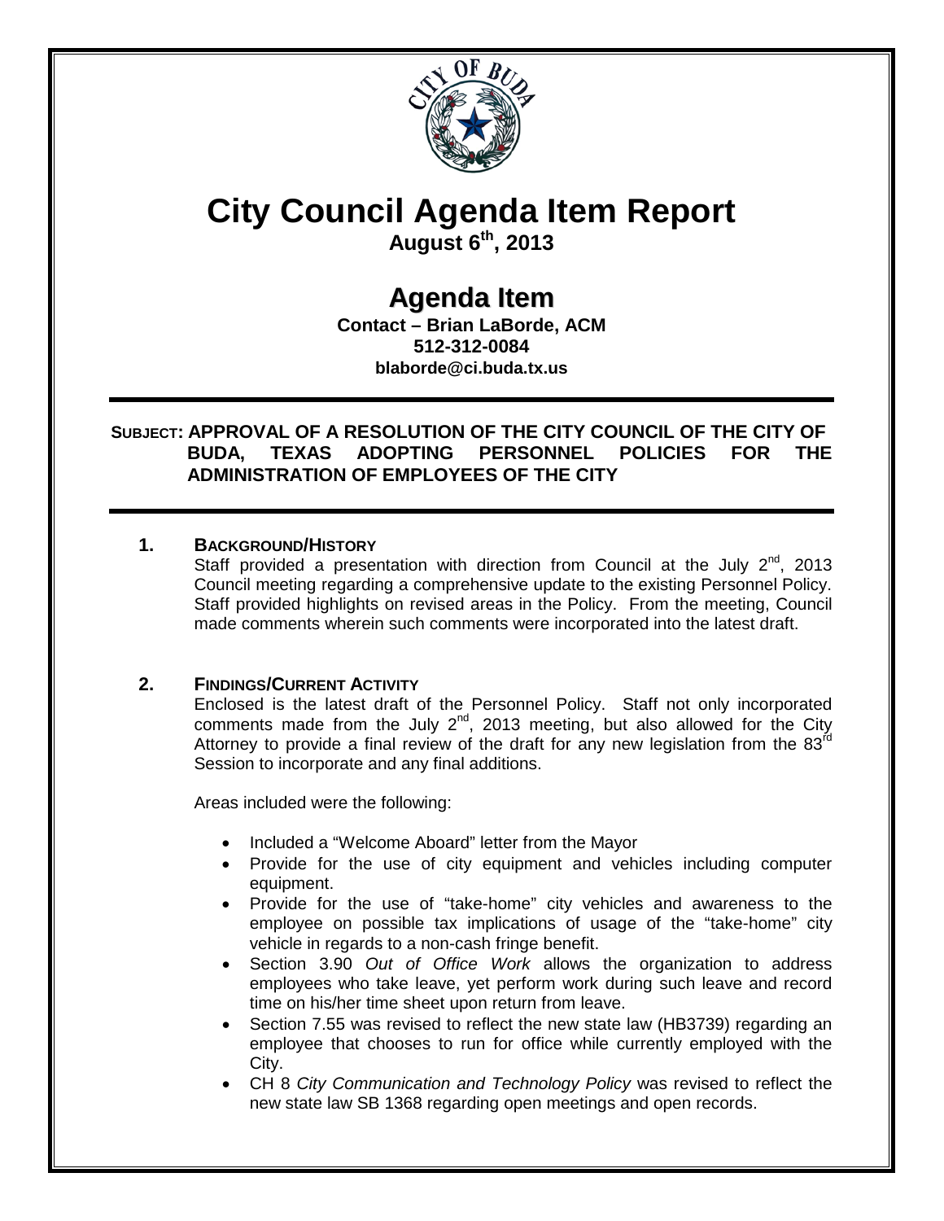# City Council Agenda Item Report

**August 6th, 2013**

## Agenda Item

**Contact – Brian LaBorde, ACM**
**512-312-0084**
**blaborde@ci.buda.tx.us**

---

**SUBJECT: APPROVAL OF A RESOLUTION OF THE CITY COUNCIL OF THE CITY OF BUDA, TEXAS ADOPTING PERSONNEL POLICIES FOR THE ADMINISTRATION OF EMPLOYEES OF THE CITY**

---

**1. BACKGROUND/HISTORY**

Staff provided a presentation with direction from Council at the July 2nd, 2013 Council meeting regarding a comprehensive update to the existing Personnel Policy. Staff provided highlights on revised areas in the Policy. From the meeting, Council made comments wherein such comments were incorporated into the latest draft.

**2. FINDINGS/CURRENT ACTIVITY**

Enclosed is the latest draft of the Personnel Policy. Staff not only incorporated comments made from the July 2nd, 2013 meeting, but also allowed for the City Attorney to provide a final review of the draft for any new legislation from the 83rd Session to incorporate and any final additions.

Areas included were the following:

- Included a "Welcome Aboard" letter from the Mayor
- Provide for the use of city equipment and vehicles including computer equipment.
- Provide for the use of "take-home" city vehicles and awareness to the employee on possible tax implications of usage of the "take-home" city vehicle in regards to a non-cash fringe benefit.
- Section 3.90 *Out of Office Work* allows the organization to address employees who take leave, yet perform work during such leave and record time on his/her time sheet upon return from leave.
- Section 7.55 was revised to reflect the new state law (HB3739) regarding an employee that chooses to run for office while currently employed with the City.
- CH 8 *City Communication and Technology Policy* was revised to reflect the new state law SB 1368 regarding open meetings and open records.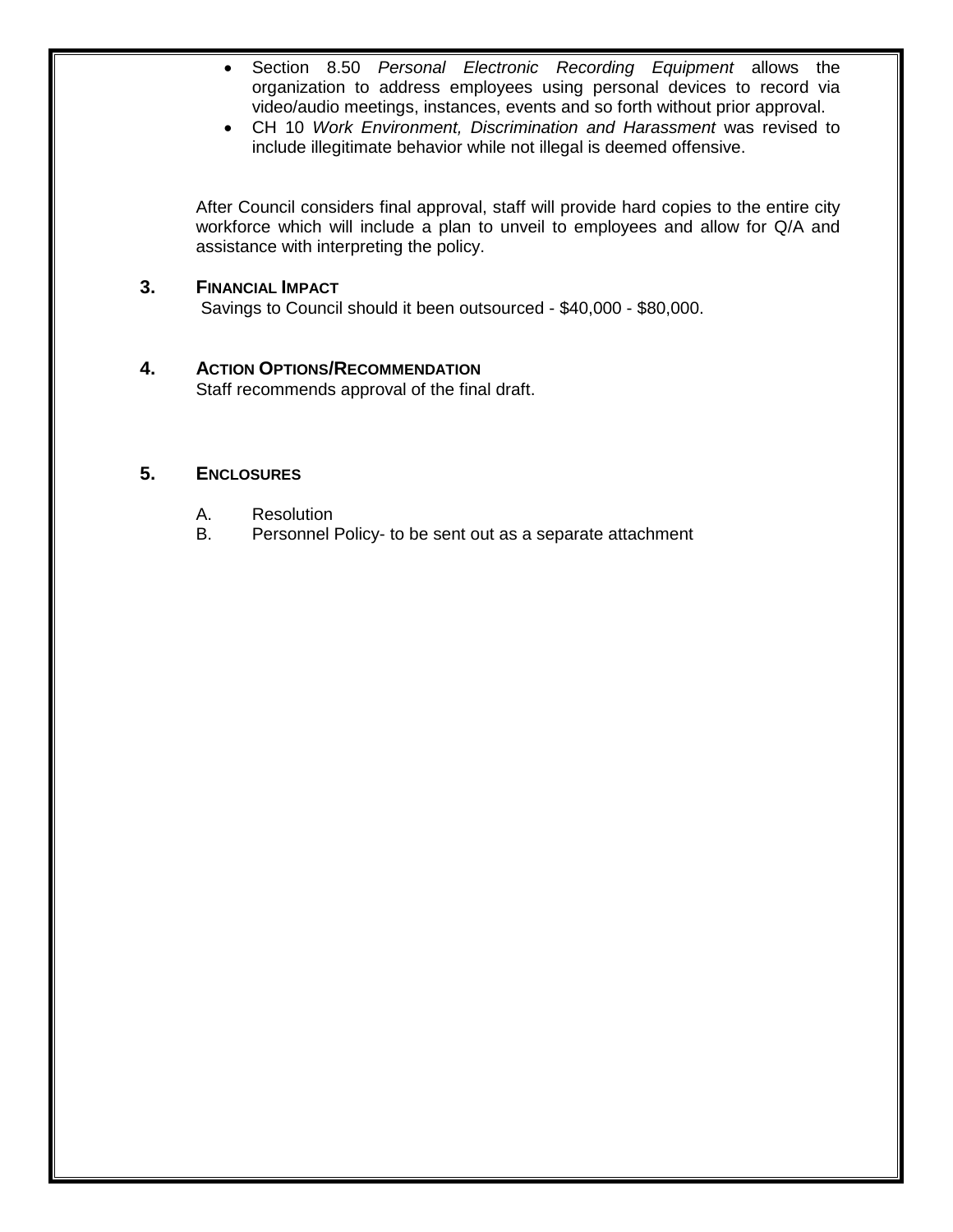- Section 8.50 *Personal Electronic Recording Equipment* allows the organization to address employees using personal devices to record via video/audio meetings, instances, events and so forth without prior approval.
- CH 10 *Work Environment, Discrimination and Harassment* was revised to include illegitimate behavior while not illegal is deemed offensive.

After Council considers final approval, staff will provide hard copies to the entire city workforce which will include a plan to unveil to employees and allow for Q/A and assistance with interpreting the policy.

## 3. FINANCIAL IMPACT

Savings to Council should it been outsourced - $40,000 - $80,000.

## 4. ACTION OPTIONS/RECOMMENDATION

Staff recommends approval of the final draft.

## 5. ENCLOSURES

A. Resolution

B. Personnel Policy- to be sent out as a separate attachment